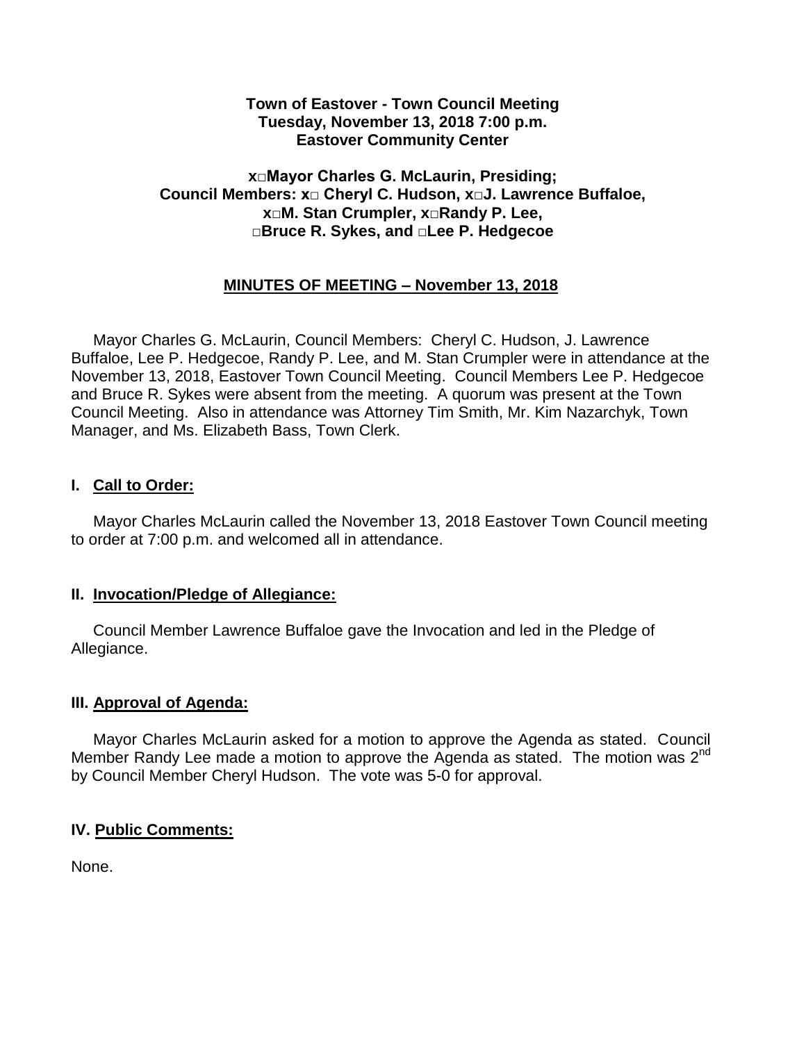**Town of Eastover - Town Council Meeting**
**Tuesday, November 13, 2018 7:00 p.m.**
**Eastover Community Center**

**x□Mayor Charles G. McLaurin, Presiding;**
**Council Members: x□ Cheryl C. Hudson, x□J. Lawrence Buffaloe,**
**x□M. Stan Crumpler, x□Randy P. Lee,**
**□Bruce R. Sykes, and □Lee P. Hedgecoe**

**MINUTES OF MEETING – November 13, 2018**

Mayor Charles G. McLaurin, Council Members: Cheryl C. Hudson, J. Lawrence Buffaloe, Lee P. Hedgecoe, Randy P. Lee, and M. Stan Crumpler were in attendance at the November 13, 2018, Eastover Town Council Meeting. Council Members Lee P. Hedgecoe and Bruce R. Sykes were absent from the meeting. A quorum was present at the Town Council Meeting. Also in attendance was Attorney Tim Smith, Mr. Kim Nazarchyk, Town Manager, and Ms. Elizabeth Bass, Town Clerk.

## I. Call to Order:

Mayor Charles McLaurin called the November 13, 2018 Eastover Town Council meeting to order at 7:00 p.m. and welcomed all in attendance.

## II. Invocation/Pledge of Allegiance:

Council Member Lawrence Buffaloe gave the Invocation and led in the Pledge of Allegiance.

## III. Approval of Agenda:

Mayor Charles McLaurin asked for a motion to approve the Agenda as stated. Council Member Randy Lee made a motion to approve the Agenda as stated. The motion was 2nd by Council Member Cheryl Hudson. The vote was 5-0 for approval.

## IV. Public Comments:

None.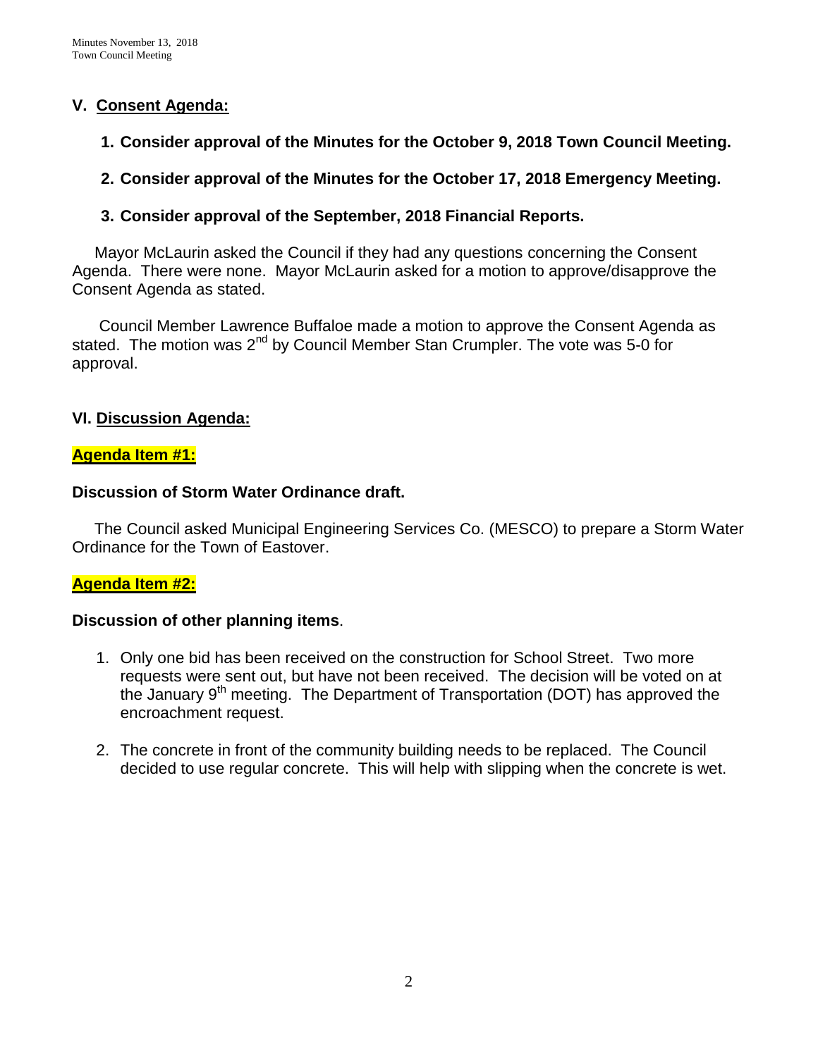## V. Consent Agenda:

1. **Consider approval of the Minutes for the October 9, 2018 Town Council Meeting.**

2. **Consider approval of the Minutes for the October 17, 2018 Emergency Meeting.**

3. **Consider approval of the September, 2018 Financial Reports.**

Mayor McLaurin asked the Council if they had any questions concerning the Consent Agenda. There were none. Mayor McLaurin asked for a motion to approve/disapprove the Consent Agenda as stated.

Council Member Lawrence Buffaloe made a motion to approve the Consent Agenda as stated. The motion was 2nd by Council Member Stan Crumpler. The vote was 5-0 for approval.

## VI. Discussion Agenda:

**Agenda Item #1:**

**Discussion of Storm Water Ordinance draft.**

The Council asked Municipal Engineering Services Co. (MESCO) to prepare a Storm Water Ordinance for the Town of Eastover.

**Agenda Item #2:**

**Discussion of other planning items**.

1. Only one bid has been received on the construction for School Street. Two more requests were sent out, but have not been received. The decision will be voted on at the January 9th meeting. The Department of Transportation (DOT) has approved the encroachment request.

2. The concrete in front of the community building needs to be replaced. The Council decided to use regular concrete. This will help with slipping when the concrete is wet.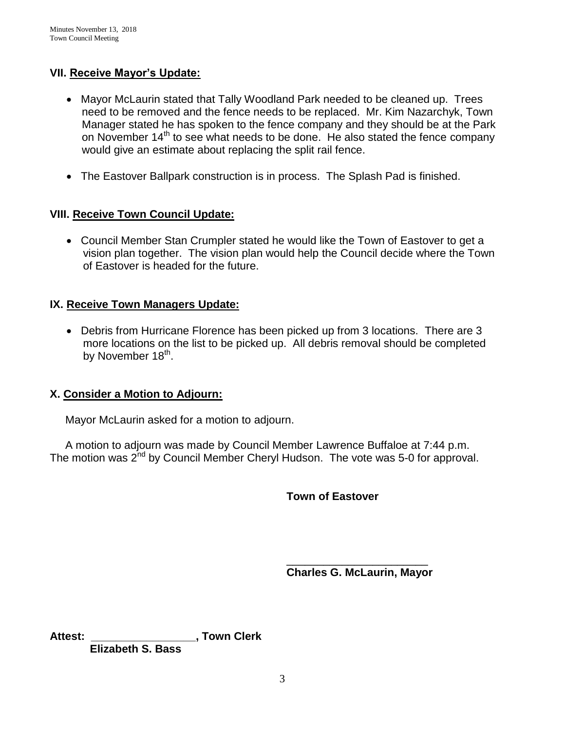## VII. Receive Mayor's Update:

- Mayor McLaurin stated that Tally Woodland Park needed to be cleaned up. Trees need to be removed and the fence needs to be replaced. Mr. Kim Nazarchyk, Town Manager stated he has spoken to the fence company and they should be at the Park on November 14th to see what needs to be done. He also stated the fence company would give an estimate about replacing the split rail fence.
- The Eastover Ballpark construction is in process. The Splash Pad is finished.

## VIII. Receive Town Council Update:

- Council Member Stan Crumpler stated he would like the Town of Eastover to get a vision plan together. The vision plan would help the Council decide where the Town of Eastover is headed for the future.

## IX. Receive Town Managers Update:

- Debris from Hurricane Florence has been picked up from 3 locations. There are 3 more locations on the list to be picked up. All debris removal should be completed by November 18th.

## X. Consider a Motion to Adjourn:

Mayor McLaurin asked for a motion to adjourn.

A motion to adjourn was made by Council Member Lawrence Buffaloe at 7:44 p.m. The motion was 2nd by Council Member Cheryl Hudson. The vote was 5-0 for approval.

**Town of Eastover**

_______________________
**Charles G. McLaurin, Mayor**

**Attest: _________________, Town Clerk**
**Elizabeth S. Bass**